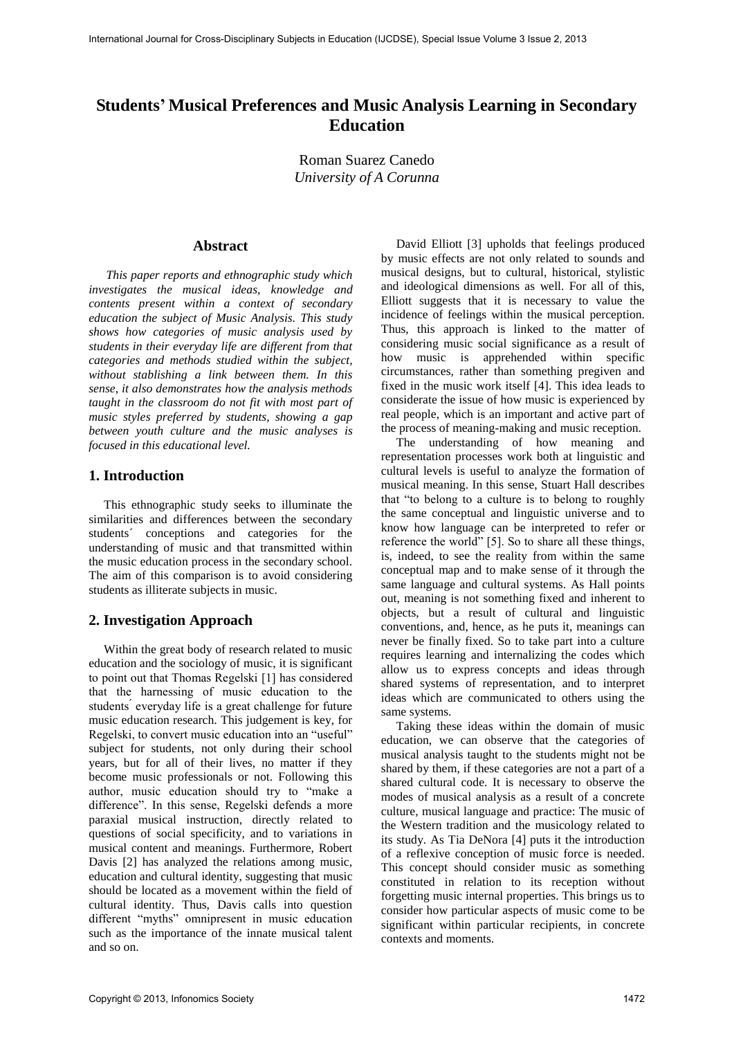# Students' Musical Preferences and Music Analysis Learning in Secondary Education

Roman Suarez Canedo
*University of A Corunna*

## Abstract

*This paper reports and ethnographic study which investigates the musical ideas, knowledge and contents present within a context of secondary education the subject of Music Analysis. This study shows how categories of music analysis used by students in their everyday life are different from that categories and methods studied within the subject, without stablishing a link between them. In this sense, it also demonstrates how the analysis methods taught in the classroom do not fit with most part of music styles preferred by students, showing a gap between youth culture and the music analyses is focused in this educational level.*

## 1. Introduction

This ethnographic study seeks to illuminate the similarities and differences between the secondary students´ conceptions and categories for the understanding of music and that transmitted within the music education process in the secondary school. The aim of this comparison is to avoid considering students as illiterate subjects in music.

## 2. Investigation Approach

Within the great body of research related to music education and the sociology of music, it is significant to point out that Thomas Regelski [1] has considered that the harnessing of music education to the students´ everyday life is a great challenge for future music education research. This judgement is key, for Regelski, to convert music education into an "useful" subject for students, not only during their school years, but for all of their lives, no matter if they become music professionals or not. Following this author, music education should try to "make a difference". In this sense, Regelski defends a more paraxial musical instruction, directly related to questions of social specificity, and to variations in musical content and meanings. Furthermore, Robert Davis [2] has analyzed the relations among music, education and cultural identity, suggesting that music should be located as a movement within the field of cultural identity. Thus, Davis calls into question different "myths" omnipresent in music education such as the importance of the innate musical talent and so on.

David Elliott [3] upholds that feelings produced by music effects are not only related to sounds and musical designs, but to cultural, historical, stylistic and ideological dimensions as well. For all of this, Elliott suggests that it is necessary to value the incidence of feelings within the musical perception. Thus, this approach is linked to the matter of considering music social significance as a result of how music is apprehended within specific circumstances, rather than something pregiven and fixed in the music work itself [4]. This idea leads to considerate the issue of how music is experienced by real people, which is an important and active part of the process of meaning-making and music reception.

The understanding of how meaning and representation processes work both at linguistic and cultural levels is useful to analyze the formation of musical meaning. In this sense, Stuart Hall describes that "to belong to a culture is to belong to roughly the same conceptual and linguistic universe and to know how language can be interpreted to refer or reference the world" [5]. So to share all these things, is, indeed, to see the reality from within the same conceptual map and to make sense of it through the same language and cultural systems. As Hall points out, meaning is not something fixed and inherent to objects, but a result of cultural and linguistic conventions, and, hence, as he puts it, meanings can never be finally fixed. So to take part into a culture requires learning and internalizing the codes which allow us to express concepts and ideas through shared systems of representation, and to interpret ideas which are communicated to others using the same systems.

Taking these ideas within the domain of music education, we can observe that the categories of musical analysis taught to the students might not be shared by them, if these categories are not a part of a shared cultural code. It is necessary to observe the modes of musical analysis as a result of a concrete culture, musical language and practice: The music of the Western tradition and the musicology related to its study. As Tia DeNora [4] puts it the introduction of a reflexive conception of music force is needed. This concept should consider music as something constituted in relation to its reception without forgetting music internal properties. This brings us to consider how particular aspects of music come to be significant within particular recipients, in concrete contexts and moments.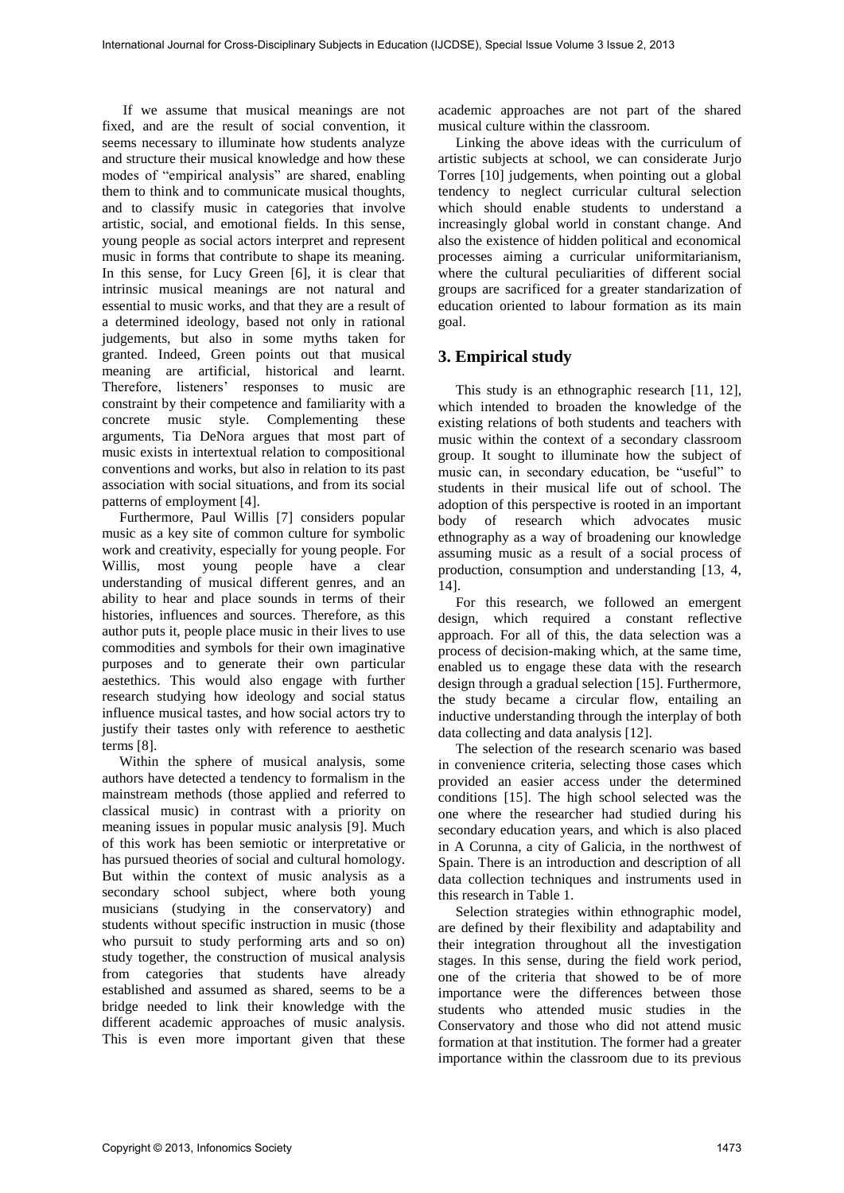If we assume that musical meanings are not fixed, and are the result of social convention, it seems necessary to illuminate how students analyze and structure their musical knowledge and how these modes of "empirical analysis" are shared, enabling them to think and to communicate musical thoughts, and to classify music in categories that involve artistic, social, and emotional fields. In this sense, young people as social actors interpret and represent music in forms that contribute to shape its meaning. In this sense, for Lucy Green [6], it is clear that intrinsic musical meanings are not natural and essential to music works, and that they are a result of a determined ideology, based not only in rational judgements, but also in some myths taken for granted. Indeed, Green points out that musical meaning are artificial, historical and learnt. Therefore, listeners' responses to music are constraint by their competence and familiarity with a concrete music style. Complementing these arguments, Tia DeNora argues that most part of music exists in intertextual relation to compositional conventions and works, but also in relation to its past association with social situations, and from its social patterns of employment [4].

Furthermore, Paul Willis [7] considers popular music as a key site of common culture for symbolic work and creativity, especially for young people. For Willis, most young people have a clear understanding of musical different genres, and an ability to hear and place sounds in terms of their histories, influences and sources. Therefore, as this author puts it, people place music in their lives to use commodities and symbols for their own imaginative purposes and to generate their own particular aestethics. This would also engage with further research studying how ideology and social status influence musical tastes, and how social actors try to justify their tastes only with reference to aesthetic terms [8].

Within the sphere of musical analysis, some authors have detected a tendency to formalism in the mainstream methods (those applied and referred to classical music) in contrast with a priority on meaning issues in popular music analysis [9]. Much of this work has been semiotic or interpretative or has pursued theories of social and cultural homology. But within the context of music analysis as a secondary school subject, where both young musicians (studying in the conservatory) and students without specific instruction in music (those who pursuit to study performing arts and so on) study together, the construction of musical analysis from categories that students have already established and assumed as shared, seems to be a bridge needed to link their knowledge with the different academic approaches of music analysis. This is even more important given that these academic approaches are not part of the shared musical culture within the classroom.

Linking the above ideas with the curriculum of artistic subjects at school, we can considerate Jurjo Torres [10] judgements, when pointing out a global tendency to neglect curricular cultural selection which should enable students to understand a increasingly global world in constant change. And also the existence of hidden political and economical processes aiming a curricular uniformitarianism, where the curricular peculiarities of different social groups are sacrificed for a greater standarization of education oriented to labour formation as its main goal.

## 3. Empirical study

This study is an ethnographic research [11, 12], which intended to broaden the knowledge of the existing relations of both students and teachers with music within the context of a secondary classroom group. It sought to illuminate how the subject of music can, in secondary education, be "useful" to students in their musical life out of school. The adoption of this perspective is rooted in an important body of research which advocates music ethnography as a way of broadening our knowledge assuming music as a result of a social process of production, consumption and understanding [13, 4, 14].

For this research, we followed an emergent design, which required a constant reflective approach. For all of this, the data selection was a process of decision-making which, at the same time, enabled us to engage these data with the research design through a gradual selection [15]. Furthermore, the study became a circular flow, entailing an inductive understanding through the interplay of both data collecting and data analysis [12].

The selection of the research scenario was based in convenience criteria, selecting those cases which provided an easier access under the determined conditions [15]. The high school selected was the one where the researcher had studied during his secondary education years, and which is also placed in A Corunna, a city of Galicia, in the northwest of Spain. There is an introduction and description of all data collection techniques and instruments used in this research in Table 1.

Selection strategies within ethnographic model, are defined by their flexibility and adaptability and their integration throughout all the investigation stages. In this sense, during the field work period, one of the criteria that showed to be of more importance were the differences between those students who attended music studies in the Conservatory and those who did not attend music formation at that institution. The former had a greater importance within the classroom due to its previous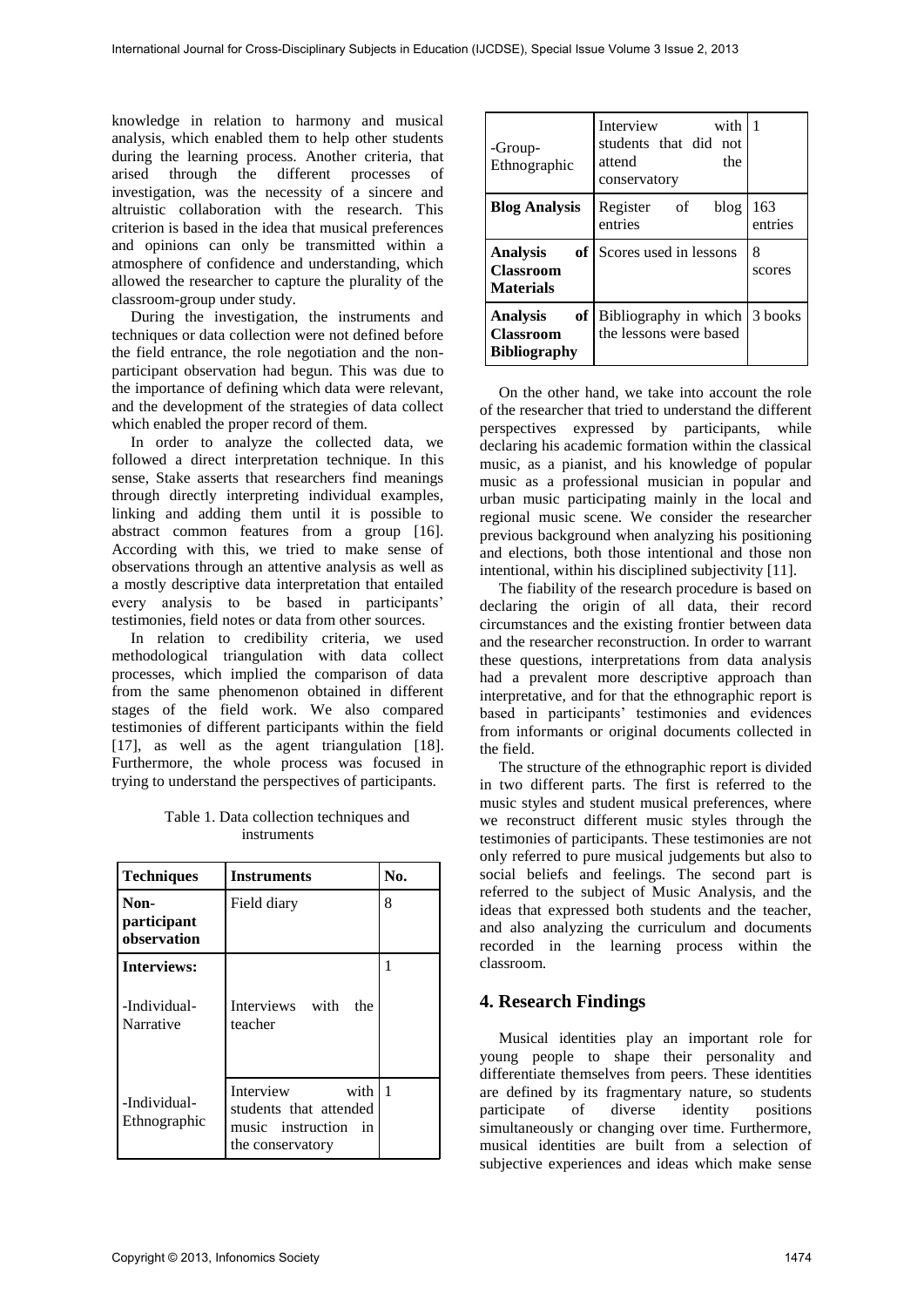knowledge in relation to harmony and musical analysis, which enabled them to help other students during the learning process. Another criteria, that arised through the different processes of investigation, was the necessity of a sincere and altruistic collaboration with the research. This criterion is based in the idea that musical preferences and opinions can only be transmitted within a atmosphere of confidence and understanding, which allowed the researcher to capture the plurality of the classroom-group under study.

During the investigation, the instruments and techniques or data collection were not defined before the field entrance, the role negotiation and the non-participant observation had begun. This was due to the importance of defining which data were relevant, and the development of the strategies of data collect which enabled the proper record of them.

In order to analyze the collected data, we followed a direct interpretation technique. In this sense, Stake asserts that researchers find meanings through directly interpreting individual examples, linking and adding them until it is possible to abstract common features from a group [16]. According with this, we tried to make sense of observations through an attentive analysis as well as a mostly descriptive data interpretation that entailed every analysis to be based in participants' testimonies, field notes or data from other sources.

In relation to credibility criteria, we used methodological triangulation with data collect processes, which implied the comparison of data from the same phenomenon obtained in different stages of the field work. We also compared testimonies of different participants within the field [17], as well as the agent triangulation [18]. Furthermore, the whole process was focused in trying to understand the perspectives of participants.

Table 1. Data collection techniques and instruments

| Techniques | Instruments | No. |
|---|---|---|
| **Non-participant observation** | Field diary | 8 |
| **Interviews:**<br>-Individual-Narrative | Interviews with the teacher | 1 |
| -Individual-Ethnographic | Interview with students that attended music instruction in the conservatory | 1 |
| -Group-Ethnographic | Interview with students that did not attend the conservatory | 1 |
| **Blog Analysis** | Register of blog entries | 163 entries |
| **Analysis of Classroom Materials** | Scores used in lessons | 8 scores |
| **Analysis of Classroom Bibliography** | Bibliography in which the lessons were based | 3 books |

On the other hand, we take into account the role of the researcher that tried to understand the different perspectives expressed by participants, while declaring his academic formation within the classical music, as a pianist, and his knowledge of popular music as a professional musician in popular and urban music participating mainly in the local and regional music scene. We consider the researcher previous background when analyzing his positioning and elections, both those intentional and those non intentional, within his disciplined subjectivity [11].

The fiability of the research procedure is based on declaring the origin of all data, their record circumstances and the existing frontier between data and the researcher reconstruction. In order to warrant these questions, interpretations from data analysis had a prevalent more descriptive approach than interpretative, and for that the ethnographic report is based in participants' testimonies and evidences from informants or original documents collected in the field.

The structure of the ethnographic report is divided in two different parts. The first is referred to the music styles and student musical preferences, where we reconstruct different music styles through the testimonies of participants. These testimonies are not only referred to pure musical judgements but also to social beliefs and feelings. The second part is referred to the subject of Music Analysis, and the ideas that expressed both students and the teacher, and also analyzing the curriculum and documents recorded in the learning process within the classroom.

## 4. Research Findings

Musical identities play an important role for young people to shape their personality and differentiate themselves from peers. These identities are defined by its fragmentary nature, so students participate of diverse identity positions simultaneously or changing over time. Furthermore, musical identities are built from a selection of subjective experiences and ideas which make sense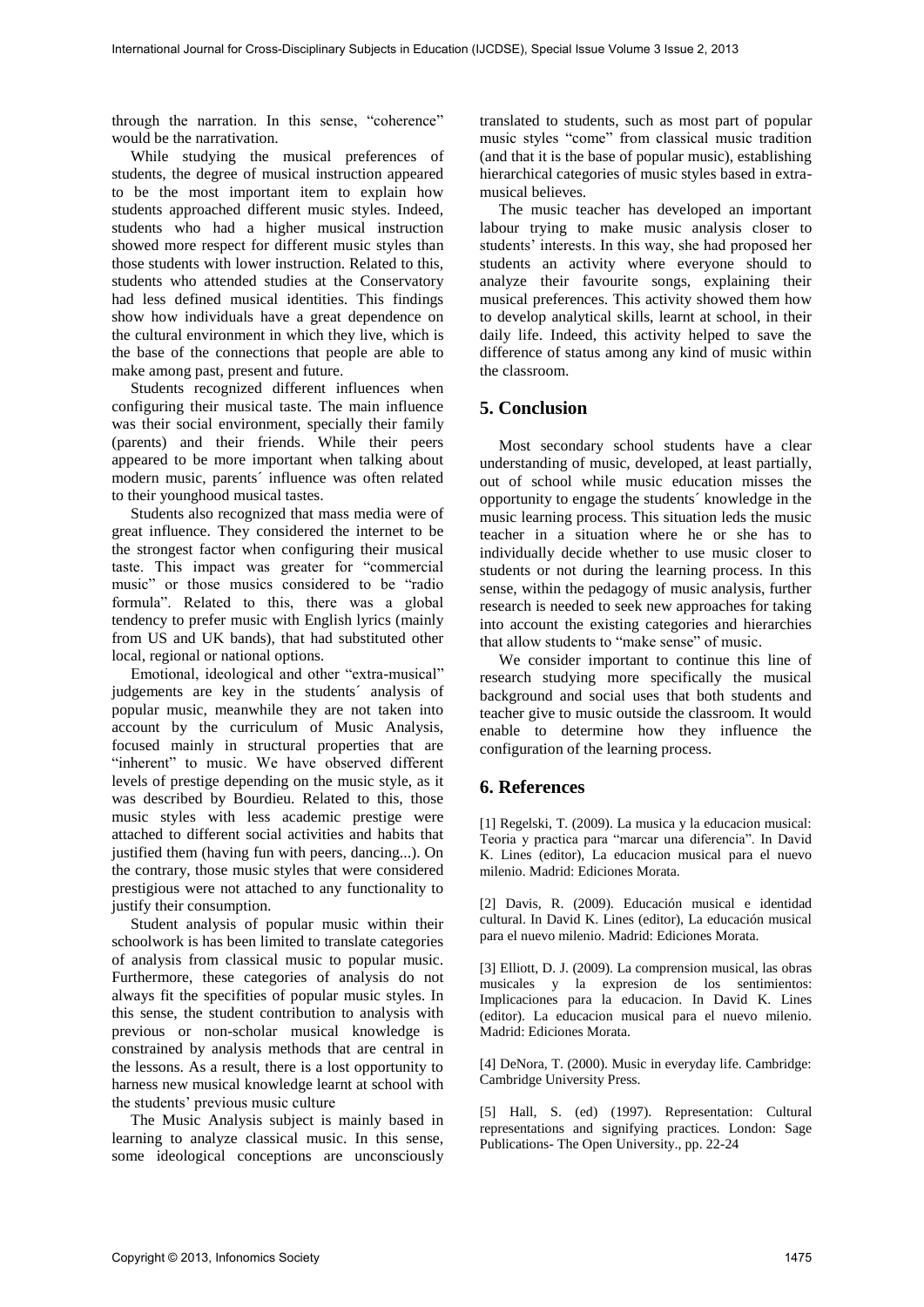through the narration. In this sense, "coherence" would be the narrativation.

While studying the musical preferences of students, the degree of musical instruction appeared to be the most important item to explain how students approached different music styles. Indeed, students who had a higher musical instruction showed more respect for different music styles than those students with lower instruction. Related to this, students who attended studies at the Conservatory had less defined musical identities. This findings show how individuals have a great dependence on the cultural environment in which they live, which is the base of the connections that people are able to make among past, present and future.

Students recognized different influences when configuring their musical taste. The main influence was their social environment, specially their family (parents) and their friends. While their peers appeared to be more important when talking about modern music, parents´ influence was often related to their younghood musical tastes.

Students also recognized that mass media were of great influence. They considered the internet to be the strongest factor when configuring their musical taste. This impact was greater for "commercial music" or those musics considered to be "radio formula". Related to this, there was a global tendency to prefer music with English lyrics (mainly from US and UK bands), that had substituted other local, regional or national options.

Emotional, ideological and other "extra-musical" judgements are key in the students´ analysis of popular music, meanwhile they are not taken into account by the curriculum of Music Analysis, focused mainly in structural properties that are "inherent" to music. We have observed different levels of prestige depending on the music style, as it was described by Bourdieu. Related to this, those music styles with less academic prestige were attached to different social activities and habits that justified them (having fun with peers, dancing...). On the contrary, those music styles that were considered prestigious were not attached to any functionality to justify their consumption.

Student analysis of popular music within their schoolwork is has been limited to translate categories of analysis from classical music to popular music. Furthermore, these categories of analysis do not always fit the specifities of popular music styles. In this sense, the student contribution to analysis with previous or non-scholar musical knowledge is constrained by analysis methods that are central in the lessons. As a result, there is a lost opportunity to harness new musical knowledge learnt at school with the students' previous music culture

The Music Analysis subject is mainly based in learning to analyze classical music. In this sense, some ideological conceptions are unconsciously translated to students, such as most part of popular music styles "come" from classical music tradition (and that it is the base of popular music), establishing hierarchical categories of music styles based in extra-musical believes.

The music teacher has developed an important labour trying to make music analysis closer to students' interests. In this way, she had proposed her students an activity where everyone should to analyze their favourite songs, explaining their musical preferences. This activity showed them how to develop analytical skills, learnt at school, in their daily life. Indeed, this activity helped to save the difference of status among any kind of music within the classroom.

## 5. Conclusion

Most secondary school students have a clear understanding of music, developed, at least partially, out of school while music education misses the opportunity to engage the students´ knowledge in the music learning process. This situation leds the music teacher in a situation where he or she has to individually decide whether to use music closer to students or not during the learning process. In this sense, within the pedagogy of music analysis, further research is needed to seek new approaches for taking into account the existing categories and hierarchies that allow students to "make sense" of music.

We consider important to continue this line of research studying more specifically the musical background and social uses that both students and teacher give to music outside the classroom. It would enable to determine how they influence the configuration of the learning process.

## 6. References

[1] Regelski, T. (2009). La musica y la educacion musical: Teoria y practica para "marcar una diferencia". In David K. Lines (editor), La educacion musical para el nuevo milenio. Madrid: Ediciones Morata.

[2] Davis, R. (2009). Educación musical e identidad cultural. In David K. Lines (editor), La educación musical para el nuevo milenio. Madrid: Ediciones Morata.

[3] Elliott, D. J. (2009). La comprension musical, las obras musicales y la expresion de los sentimientos: Implicaciones para la educacion. In David K. Lines (editor). La educacion musical para el nuevo milenio. Madrid: Ediciones Morata.

[4] DeNora, T. (2000). Music in everyday life. Cambridge: Cambridge University Press.

[5] Hall, S. (ed) (1997). Representation: Cultural representations and signifying practices. London: Sage Publications- The Open University., pp. 22-24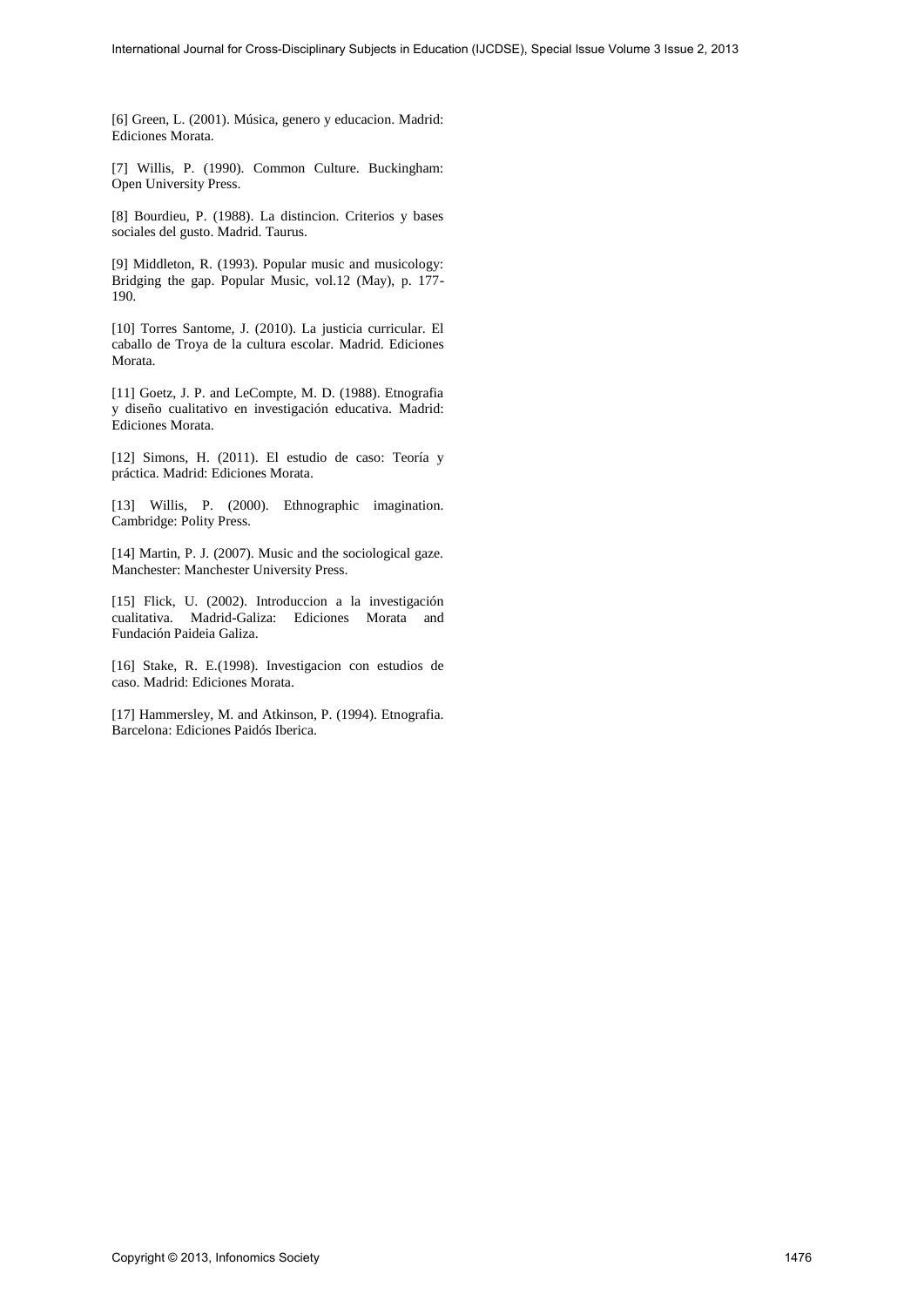[6] Green, L. (2001). Música, genero y educacion. Madrid: Ediciones Morata.

[7] Willis, P. (1990). Common Culture. Buckingham: Open University Press.

[8] Bourdieu, P. (1988). La distincion. Criterios y bases sociales del gusto. Madrid. Taurus.

[9] Middleton, R. (1993). Popular music and musicology: Bridging the gap. Popular Music, vol.12 (May), p. 177-190.

[10] Torres Santome, J. (2010). La justicia curricular. El caballo de Troya de la cultura escolar. Madrid. Ediciones Morata.

[11] Goetz, J. P. and LeCompte, M. D. (1988). Etnografia y diseño cualitativo en investigación educativa. Madrid: Ediciones Morata.

[12] Simons, H. (2011). El estudio de caso: Teoría y práctica. Madrid: Ediciones Morata.

[13] Willis, P. (2000). Ethnographic imagination. Cambridge: Polity Press.

[14] Martin, P. J. (2007). Music and the sociological gaze. Manchester: Manchester University Press.

[15] Flick, U. (2002). Introduccion a la investigación cualitativa. Madrid-Galiza: Ediciones Morata and Fundación Paideia Galiza.

[16] Stake, R. E.(1998). Investigacion con estudios de caso. Madrid: Ediciones Morata.

[17] Hammersley, M. and Atkinson, P. (1994). Etnografia. Barcelona: Ediciones Paidós Iberica.